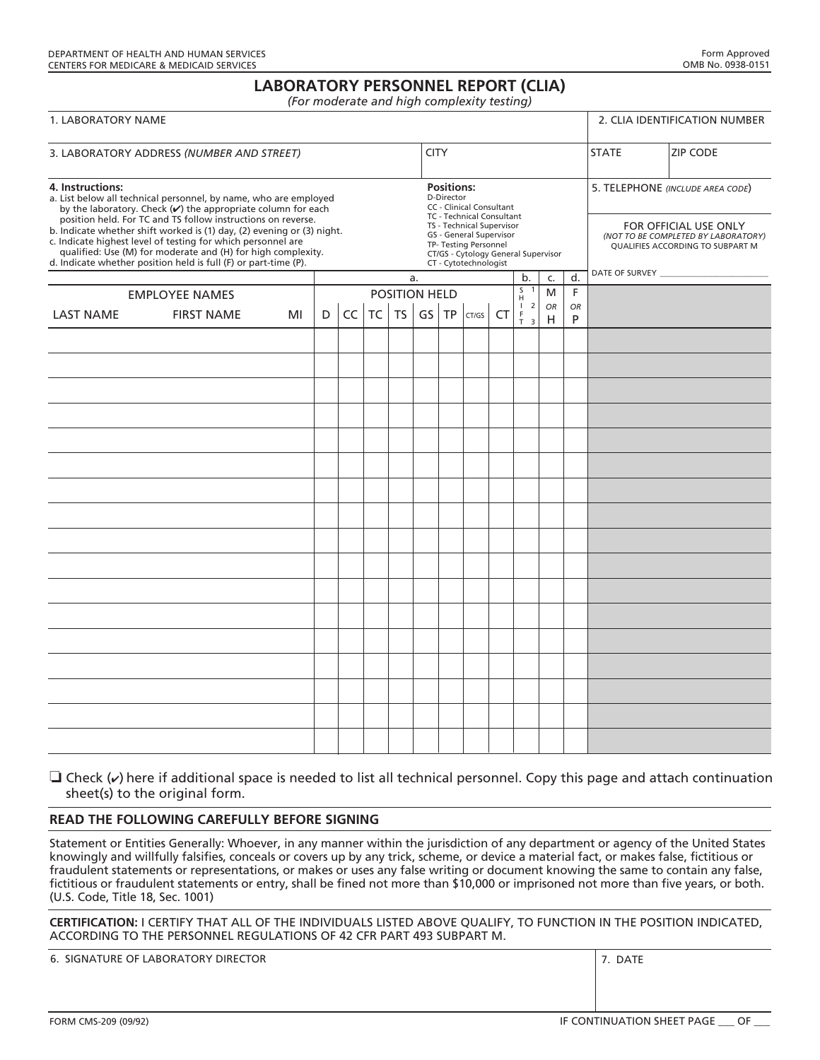DEPARTMENT OF HEALTH AND HUMAN SERVICES
CENTERS FOR MEDICARE & MEDICAID SERVICES

Form Approved
OMB No. 0938-0151

# LABORATORY PERSONNEL REPORT (CLIA)

*(For moderate and high complexity testing)*

| 1. LABORATORY NAME | | 2. CLIA IDENTIFICATION NUMBER | |
|---|---|---|---|
| 3. LABORATORY ADDRESS *(NUMBER AND STREET)* | CITY | STATE | ZIP CODE |

**4. Instructions:**
a. List below all technical personnel, by name, who are employed by the laboratory. Check (✔) the appropriate column for each position held. For TC and TS follow instructions on reverse.
b. Indicate whether shift worked is (1) day, (2) evening or (3) night.
c. Indicate highest level of testing for which personnel are qualified: Use (M) for moderate and (H) for high complexity.
d. Indicate whether position held is full (F) or part-time (P).

**Positions:**
D-Director
CC - Clinical Consultant
TC - Technical Consultant
TS - Technical Supervisor
GS - General Supervisor
TP- Testing Personnel
CT/GS - Cytology General Supervisor
CT - Cytotechnologist

5. TELEPHONE *(INCLUDE AREA CODE)*

FOR OFFICIAL USE ONLY
*(NOT TO BE COMPLETED BY LABORATORY)*
QUALIFIES ACCORDING TO SUBPART M

DATE OF SURVEY ________________

| EMPLOYEE NAMES | | | a. POSITION HELD | | | | | | | | b. SHIFT 1 2 3 | c. M OR H | d. F OR P | |
|---|---|---|---|---|---|---|---|---|---|---|---|---|---|---|
| LAST NAME | FIRST NAME | MI | D | CC | TC | TS | GS | TP | CT/GS | CT | | | | |
| | | | | | | | | | | | | | | |
| | | | | | | | | | | | | | | |
| | | | | | | | | | | | | | | |
| | | | | | | | | | | | | | | |
| | | | | | | | | | | | | | | |
| | | | | | | | | | | | | | | |
| | | | | | | | | | | | | | | |
| | | | | | | | | | | | | | | |
| | | | | | | | | | | | | | | |
| | | | | | | | | | | | | | | |
| | | | | | | | | | | | | | | |
| | | | | | | | | | | | | | | |
| | | | | | | | | | | | | | | |
| | | | | | | | | | | | | | | |
| | | | | | | | | | | | | | | |
| | | | | | | | | | | | | | | |
| | | | | | | | | | | | | | | |

❑ Check (✔) here if additional space is needed to list all technical personnel. Copy this page and attach continuation sheet(s) to the original form.

## READ THE FOLLOWING CAREFULLY BEFORE SIGNING

Statement or Entities Generally: Whoever, in any manner within the jurisdiction of any department or agency of the United States knowingly and willfully falsifies, conceals or covers up by any trick, scheme, or device a material fact, or makes false, fictitious or fraudulent statements or representations, or makes or uses any false writing or document knowing the same to contain any false, fictitious or fraudulent statements or entry, shall be fined not more than $10,000 or imprisoned not more than five years, or both. (U.S. Code, Title 18, Sec. 1001)

**CERTIFICATION:** I CERTIFY THAT ALL OF THE INDIVIDUALS LISTED ABOVE QUALIFY, TO FUNCTION IN THE POSITION INDICATED, ACCORDING TO THE PERSONNEL REGULATIONS OF 42 CFR PART 493 SUBPART M.

| 6. SIGNATURE OF LABORATORY DIRECTOR | 7. DATE |
|---|---|
| | |

FORM CMS-209 (09/92)

IF CONTINUATION SHEET PAGE ___ OF ___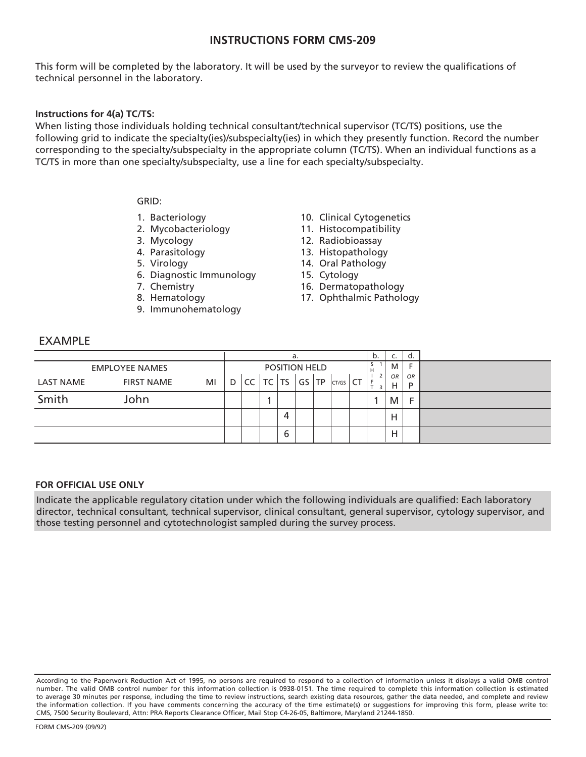## INSTRUCTIONS FORM CMS-209

This form will be completed by the laboratory. It will be used by the surveyor to review the qualifications of technical personnel in the laboratory.

**Instructions for 4(a) TC/TS:**

When listing those individuals holding technical consultant/technical supervisor (TC/TS) positions, use the following grid to indicate the specialty(ies)/subspecialty(ies) in which they presently function. Record the number corresponding to the specialty/subspecialty in the appropriate column (TC/TS). When an individual functions as a TC/TS in more than one specialty/subspecialty, use a line for each specialty/subspecialty.

GRID:

1. Bacteriology
2. Mycobacteriology
3. Mycology
4. Parasitology
5. Virology
6. Diagnostic Immunology
7. Chemistry
8. Hematology
9. Immunohematology
10. Clinical Cytogenetics
11. Histocompatibility
12. Radiobioassay
13. Histopathology
14. Oral Pathology
15. Cytology
16. Dermatopathology
17. Ophthalmic Pathology

EXAMPLE

| | | | a. | | | | | | | | | b. | c. | d. |
|---|---|---|---|---|---|---|---|---|---|---|---|---|---|---|
| EMPLOYEE NAMES | | | POSITION HELD | | | | | | | | | SHIFT 1 2 3 | M OR H | F OR P |
| LAST NAME | FIRST NAME | MI | D | CC | TC | TS | GS | TP | CT/GS | CT | | | | |
| Smith | John | | | | 1 | | | | | | | 1 | M | F |
| | | | | | | 4 | | | | | | | H | |
| | | | | | | 6 | | | | | | | H | |

**FOR OFFICIAL USE ONLY**

Indicate the applicable regulatory citation under which the following individuals are qualified: Each laboratory director, technical consultant, technical supervisor, clinical consultant, general supervisor, cytology supervisor, and those testing personnel and cytotechnologist sampled during the survey process.

According to the Paperwork Reduction Act of 1995, no persons are required to respond to a collection of information unless it displays a valid OMB control number. The valid OMB control number for this information collection is 0938-0151. The time required to complete this information collection is estimated to average 30 minutes per response, including the time to review instructions, search existing data resources, gather the data needed, and complete and review the information collection. If you have comments concerning the accuracy of the time estimate(s) or suggestions for improving this form, please write to: CMS, 7500 Security Boulevard, Attn: PRA Reports Clearance Officer, Mail Stop C4-26-05, Baltimore, Maryland 21244-1850.

FORM CMS-209 (09/92)